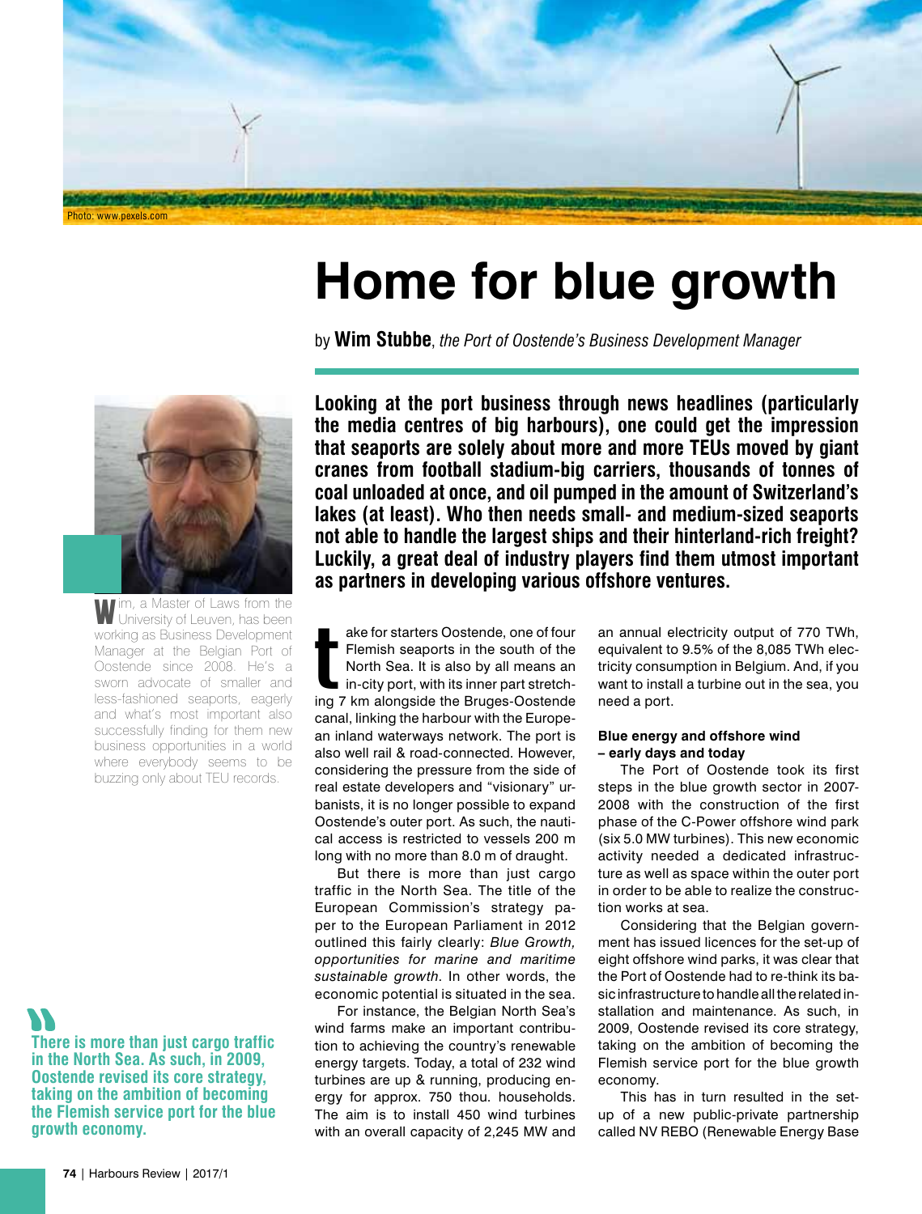Photo: www.pexels.com

# Home for blue growth

by **Wim Stubbe**, *the Port of Oostende's Business Development Manager*

**Looking at the port business through news headlines (particularly the media centres of big harbours), one could get the impression that seaports are solely about more and more TEUs moved by giant cranes from football stadium-big carriers, thousands of tonnes of coal unloaded at once, and oil pumped in the amount of Switzerland's lakes (at least). Who then needs small- and medium-sized seaports not able to handle the largest ships and their hinterland-rich freight? Luckily, a great deal of industry players find them utmost important as partners in developing various offshore ventures.**

Wim, a Master of Laws from the University of Leuven, has been working as Business Development Manager at the Belgian Port of Oostende since 2008. He's a sworn advocate of smaller and less-fashioned seaports, eagerly and what's most important also successfully finding for them new business opportunities in a world where everybody seems to be buzzing only about TEU records.

Take for starters Oostende, one of four Flemish seaports in the south of the North Sea. It is also by all means an in-city port, with its inner part stretching 7 km alongside the Bruges-Oostende canal, linking the harbour with the European inland waterways network. The port is also well rail & road-connected. However, considering the pressure from the side of real estate developers and "visionary" urbanists, it is no longer possible to expand Oostende's outer port. As such, the nautical access is restricted to vessels 200 m long with no more than 8.0 m of draught.

But there is more than just cargo traffic in the North Sea. The title of the European Commission's strategy paper to the European Parliament in 2012 outlined this fairly clearly: *Blue Growth, opportunities for marine and maritime sustainable growth*. In other words, the economic potential is situated in the sea.

For instance, the Belgian North Sea's wind farms make an important contribution to achieving the country's renewable energy targets. Today, a total of 232 wind turbines are up & running, producing energy for approx. 750 thou. households. The aim is to install 450 wind turbines with an overall capacity of 2,245 MW and an annual electricity output of 770 TWh, equivalent to 9.5% of the 8,085 TWh electricity consumption in Belgium. And, if you want to install a turbine out in the sea, you need a port.

> There is more than just cargo traffic in the North Sea. As such, in 2009, Oostende revised its core strategy, taking on the ambition of becoming the Flemish service port for the blue growth economy.

**Blue energy and offshore wind – early days and today**

The Port of Oostende took its first steps in the blue growth sector in 2007-2008 with the construction of the first phase of the C-Power offshore wind park (six 5.0 MW turbines). This new economic activity needed a dedicated infrastructure as well as space within the outer port in order to be able to realize the construction works at sea.

Considering that the Belgian government has issued licences for the set-up of eight offshore wind parks, it was clear that the Port of Oostende had to re-think its basic infrastructure to handle all the related installation and maintenance. As such, in 2009, Oostende revised its core strategy, taking on the ambition of becoming the Flemish service port for the blue growth economy.

This has in turn resulted in the set-up of a new public-private partnership called NV REBO (Renewable Energy Base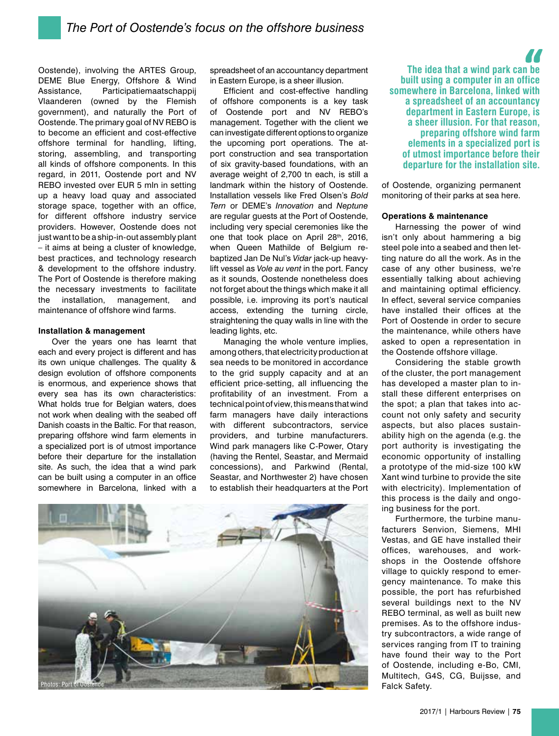Oostende), involving the ARTES Group, DEME Blue Energy, Offshore & Wind Assistance, Participatiemaatschappij Vlaanderen (owned by the Flemish government), and naturally the Port of Oostende. The primary goal of NV REBO is to become an efficient and cost-effective offshore terminal for handling, lifting, storing, assembling, and transporting all kinds of offshore components. In this regard, in 2011, Oostende port and NV REBO invested over EUR 5 mln in setting up a heavy load quay and associated storage space, together with an office, for different offshore industry service providers. However, Oostende does not just want to be a ship-in-out assembly plant – it aims at being a cluster of knowledge, best practices, and technology research & development to the offshore industry. The Port of Oostende is therefore making the necessary investments to facilitate the installation, management, and maintenance of offshore wind farms.

#### Installation & management

Over the years one has learnt that each and every project is different and has its own unique challenges. The quality & design evolution of offshore components is enormous, and experience shows that every sea has its own characteristics: What holds true for Belgian waters, does not work when dealing with the seabed off Danish coasts in the Baltic. For that reason, preparing offshore wind farm elements in a specialized port is of utmost importance before their departure for the installation site. As such, the idea that a wind park can be built using a computer in an office somewhere in Barcelona, linked with a spreadsheet of an accountancy department in Eastern Europe, is a sheer illusion.

Efficient and cost-effective handling of offshore components is a key task of Oostende port and NV REBO's management. Together with the client we can investigate different options to organize the upcoming port operations. The at-port construction and sea transportation of six gravity-based foundations, with an average weight of 2,700 tn each, is still a landmark within the history of Oostende. Installation vessels like Fred Olsen's *Bold Tern* or DEME's *Innovation* and *Neptune* are regular guests at the Port of Oostende, including very special ceremonies like the one that took place on April 28th, 2016, when Queen Mathilde of Belgium re-baptized Jan De Nul's *Vidar* jack-up heavy-lift vessel as *Vole au vent* in the port. Fancy as it sounds, Oostende nonetheless does not forget about the things which make it all possible, i.e. improving its port's nautical access, extending the turning circle, straightening the quay walls in line with the leading lights, etc.

Managing the whole venture implies, among others, that electricity production at sea needs to be monitored in accordance to the grid supply capacity and at an efficient price-setting, all influencing the profitability of an investment. From a technical point of view, this means that wind farm managers have daily interactions with different subcontractors, service providers, and turbine manufacturers. Wind park managers like C-Power, Otary (having the Rentel, Seastar, and Mermaid concessions), and Parkwind (Rental, Seastar, and Northwester 2) have chosen to establish their headquarters at the Port of Oostende, organizing permanent monitoring of their parks at sea here.

> **The idea that a wind park can be built using a computer in an office somewhere in Barcelona, linked with a spreadsheet of an accountancy department in Eastern Europe, is a sheer illusion. For that reason, preparing offshore wind farm elements in a specialized port is of utmost importance before their departure for the installation site.**

Photos: Port of Oostende

#### Operations & maintenance

Harnessing the power of wind isn't only about hammering a big steel pole into a seabed and then letting nature do all the work. As in the case of any other business, we're essentially talking about achieving and maintaining optimal efficiency. In effect, several service companies have installed their offices at the Port of Oostende in order to secure the maintenance, while others have asked to open a representation in the Oostende offshore village.

Considering the stable growth of the cluster, the port management has developed a master plan to install these different enterprises on the spot; a plan that takes into account not only safety and security aspects, but also places sustainability high on the agenda (e.g. the port authority is investigating the economic opportunity of installing a prototype of the mid-size 100 kW Xant wind turbine to provide the site with electricity). Implementation of this process is the daily and ongoing business for the port.

Furthermore, the turbine manufacturers Senvion, Siemens, MHI Vestas, and GE have installed their offices, warehouses, and workshops in the Oostende offshore village to quickly respond to emergency maintenance. To make this possible, the port has refurbished several buildings next to the NV REBO terminal, as well as built new premises. As to the offshore industry subcontractors, a wide range of services ranging from IT to training have found their way to the Port of Oostende, including e-Bo, CMI, Multitech, G4S, CG, Buijsse, and Falck Safety.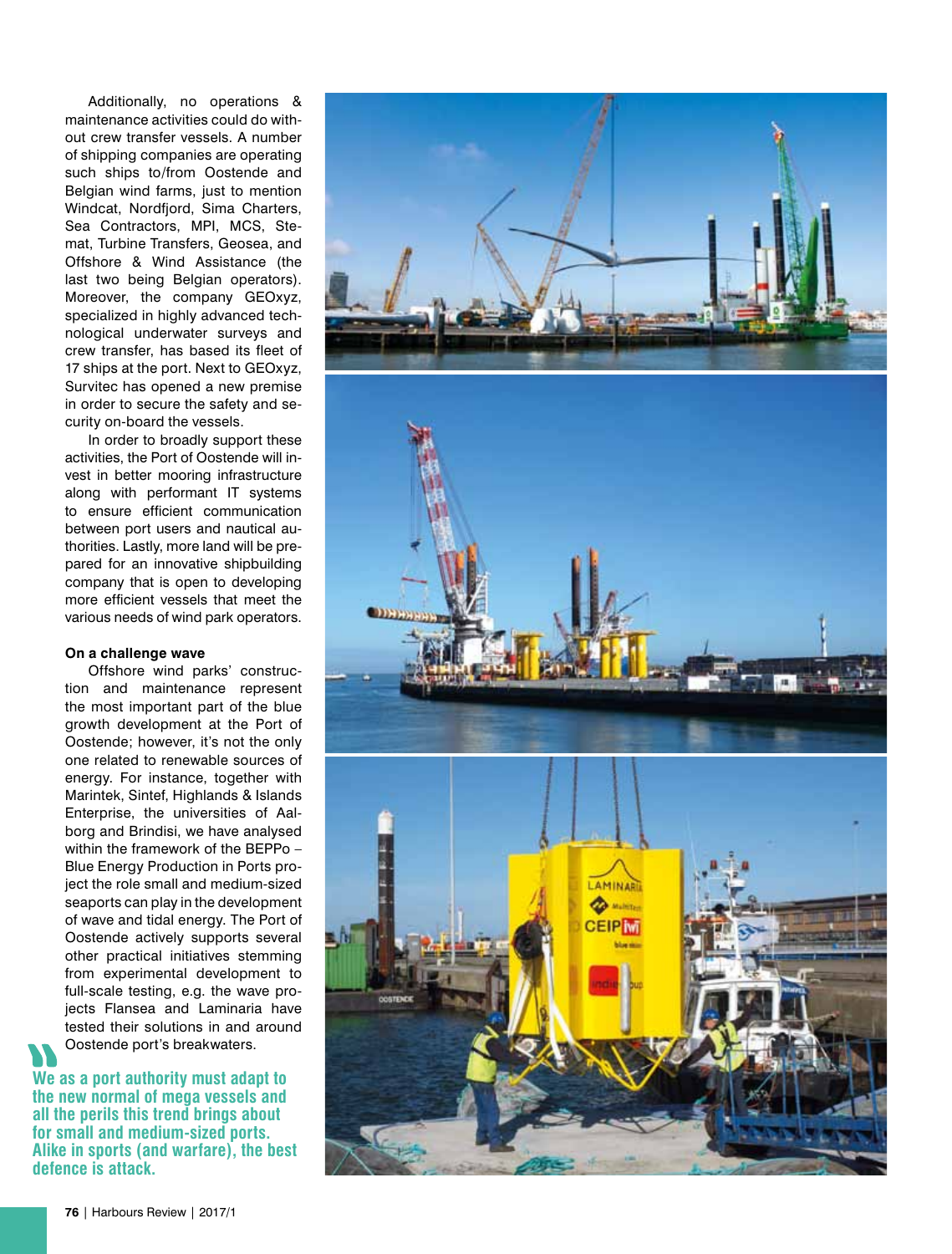Additionally, no operations & maintenance activities could do without crew transfer vessels. A number of shipping companies are operating such ships to/from Oostende and Belgian wind farms, just to mention Windcat, Nordfjord, Sima Charters, Sea Contractors, MPI, MCS, Stemat, Turbine Transfers, Geosea, and Offshore & Wind Assistance (the last two being Belgian operators). Moreover, the company GEOxyz, specialized in highly advanced technological underwater surveys and crew transfer, has based its fleet of 17 ships at the port. Next to GEOxyz, Survitec has opened a new premise in order to secure the safety and security on-board the vessels.

In order to broadly support these activities, the Port of Oostende will invest in better mooring infrastructure along with performant IT systems to ensure efficient communication between port users and nautical authorities. Lastly, more land will be prepared for an innovative shipbuilding company that is open to developing more efficient vessels that meet the various needs of wind park operators.

**On a challenge wave**

Offshore wind parks' construction and maintenance represent the most important part of the blue growth development at the Port of Oostende; however, it's not the only one related to renewable sources of energy. For instance, together with Marintek, Sintef, Highlands & Islands Enterprise, the universities of Aalborg and Brindisi, we have analysed within the framework of the BEPPo – Blue Energy Production in Ports project the role small and medium-sized seaports can play in the development of wave and tidal energy. The Port of Oostende actively supports several other practical initiatives stemming from experimental development to full-scale testing, e.g. the wave projects Flansea and Laminaria have tested their solutions in and around Oostende port's breakwaters.

> **We as a port authority must adapt to the new normal of mega vessels and all the perils this trend brings about for small and medium-sized ports. Alike in sports (and warfare), the best defence is attack.**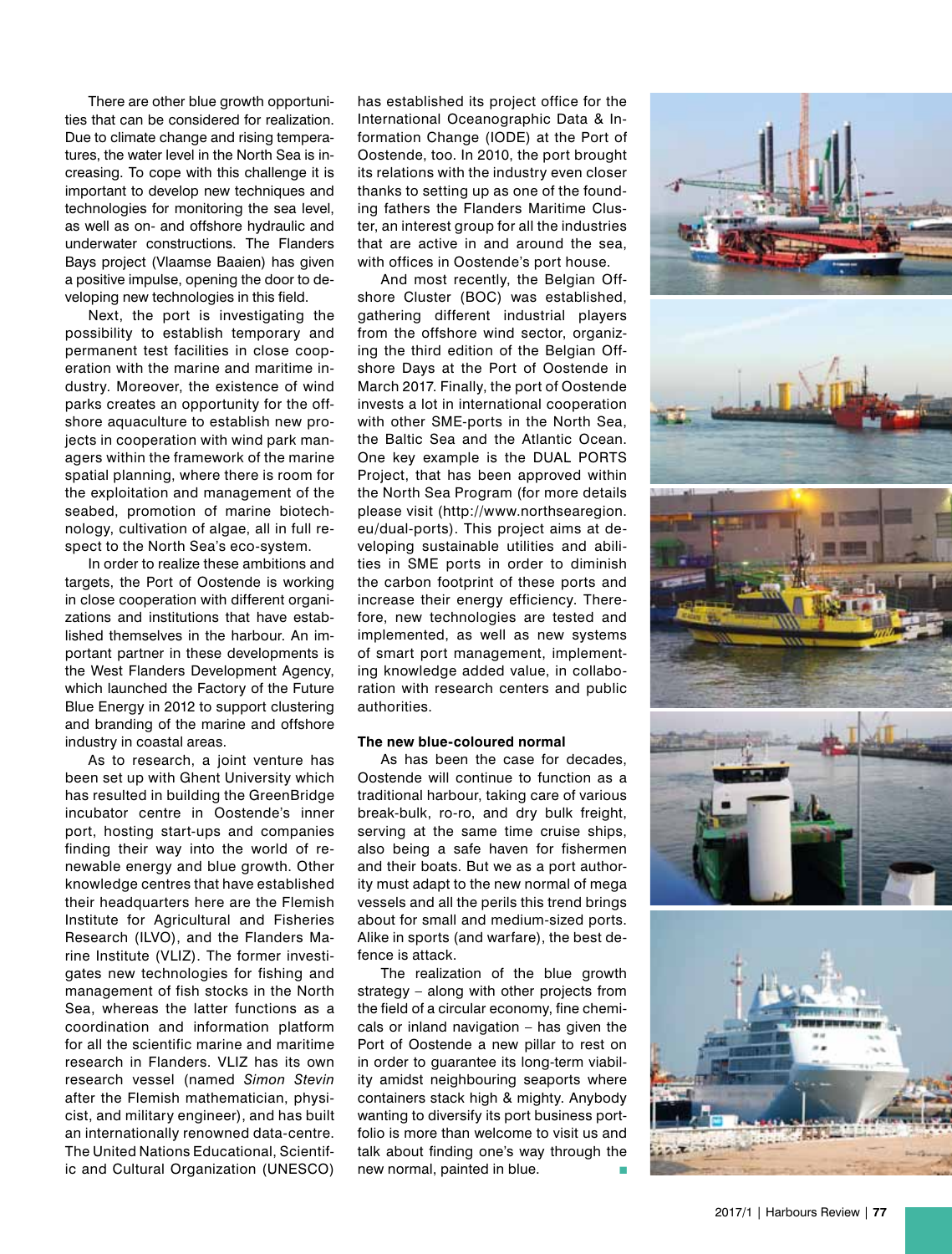There are other blue growth opportunities that can be considered for realization. Due to climate change and rising temperatures, the water level in the North Sea is increasing. To cope with this challenge it is important to develop new techniques and technologies for monitoring the sea level, as well as on- and offshore hydraulic and underwater constructions. The Flanders Bays project (Vlaamse Baaien) has given a positive impulse, opening the door to developing new technologies in this field.

Next, the port is investigating the possibility to establish temporary and permanent test facilities in close cooperation with the marine and maritime industry. Moreover, the existence of wind parks creates an opportunity for the offshore aquaculture to establish new projects in cooperation with wind park managers within the framework of the marine spatial planning, where there is room for the exploitation and management of the seabed, promotion of marine biotechnology, cultivation of algae, all in full respect to the North Sea's eco-system.

In order to realize these ambitions and targets, the Port of Oostende is working in close cooperation with different organizations and institutions that have established themselves in the harbour. An important partner in these developments is the West Flanders Development Agency, which launched the Factory of the Future Blue Energy in 2012 to support clustering and branding of the marine and offshore industry in coastal areas.

As to research, a joint venture has been set up with Ghent University which has resulted in building the GreenBridge incubator centre in Oostende's inner port, hosting start-ups and companies finding their way into the world of renewable energy and blue growth. Other knowledge centres that have established their headquarters here are the Flemish Institute for Agricultural and Fisheries Research (ILVO), and the Flanders Marine Institute (VLIZ). The former investigates new technologies for fishing and management of fish stocks in the North Sea, whereas the latter functions as a coordination and information platform for all the scientific marine and maritime research in Flanders. VLIZ has its own research vessel (named *Simon Stevin* after the Flemish mathematician, physicist, and military engineer), and has built an internationally renowned data-centre. The United Nations Educational, Scientific and Cultural Organization (UNESCO) has established its project office for the International Oceanographic Data & Information Change (IODE) at the Port of Oostende, too. In 2010, the port brought its relations with the industry even closer thanks to setting up as one of the founding fathers the Flanders Maritime Cluster, an interest group for all the industries that are active in and around the sea, with offices in Oostende's port house.

And most recently, the Belgian Offshore Cluster (BOC) was established, gathering different industrial players from the offshore wind sector, organizing the third edition of the Belgian Offshore Days at the Port of Oostende in March 2017. Finally, the port of Oostende invests a lot in international cooperation with other SME-ports in the North Sea, the Baltic Sea and the Atlantic Ocean. One key example is the DUAL PORTS Project, that has been approved within the North Sea Program (for more details please visit (http://www.northsearegion.eu/dual-ports). This project aims at developing sustainable utilities and abilities in SME ports in order to diminish the carbon footprint of these ports and increase their energy efficiency. Therefore, new technologies are tested and implemented, as well as new systems of smart port management, implementing knowledge added value, in collaboration with research centers and public authorities.

**The new blue-coloured normal**

As has been the case for decades, Oostende will continue to function as a traditional harbour, taking care of various break-bulk, ro-ro, and dry bulk freight, serving at the same time cruise ships, also being a safe haven for fishermen and their boats. But we as a port authority must adapt to the new normal of mega vessels and all the perils this trend brings about for small and medium-sized ports. Alike in sports (and warfare), the best defence is attack.

The realization of the blue growth strategy – along with other projects from the field of a circular economy, fine chemicals or inland navigation – has given the Port of Oostende a new pillar to rest on in order to guarantee its long-term viability amidst neighbouring seaports where containers stack high & mighty. Anybody wanting to diversify its port business portfolio is more than welcome to visit us and talk about finding one's way through the new normal, painted in blue.